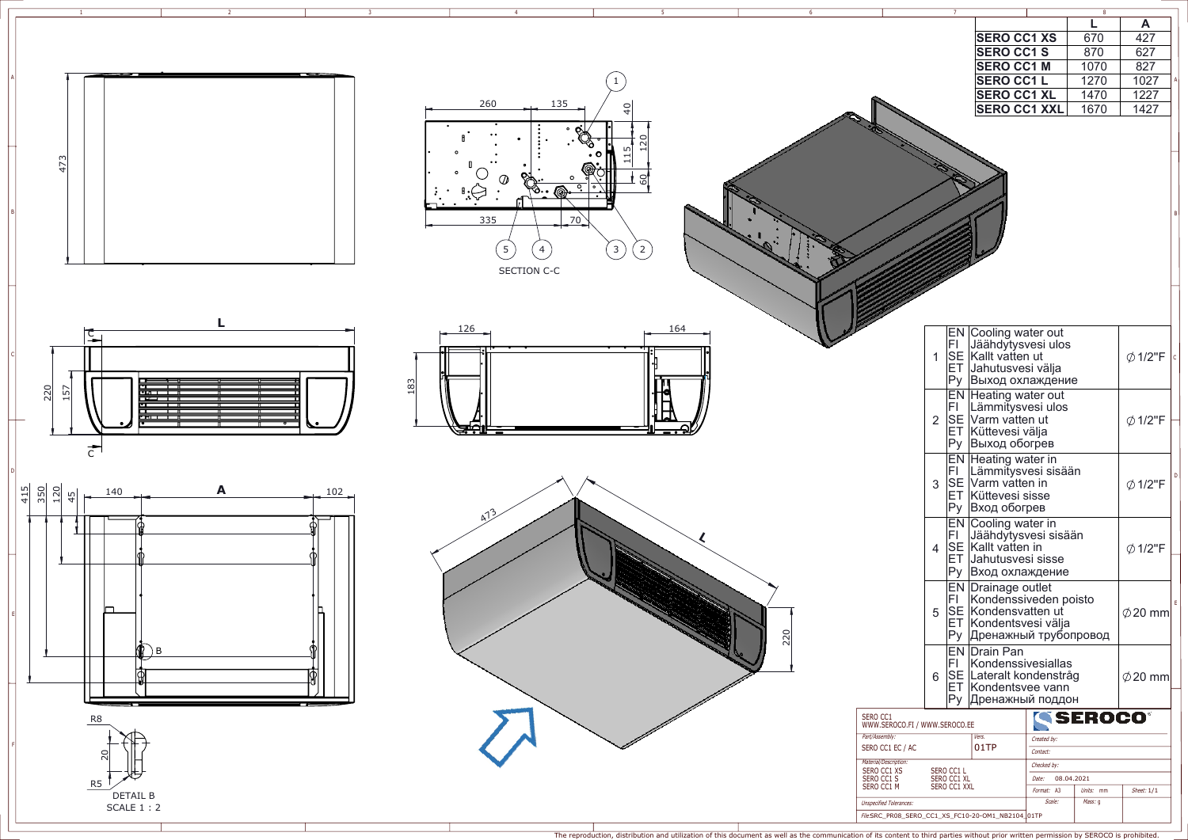| | L | A |
|---|---|---|
| **SERO CC1 XS** | 670 | 427 |
| **SERO CC1 S** | 870 | 627 |
| **SERO CC1 M** | 1070 | 827 |
| **SERO CC1 L** | 1270 | 1027 |
| **SERO CC1 XL** | 1470 | 1227 |
| **SERO CC1 XXL** | 1670 | 1427 |

SECTION C-C

DETAIL B
SCALE 1 : 2

| | | | |
|---|---|---|---|
| 1 | EN | Cooling water out | ∅ 1/2"F |
| | FI | Jäähdytysvesi ulos | |
| | SE | Kallt vatten ut | |
| | ET | Jahutusvesi välja | |
| | Py | Выход охлаждение | |
| 2 | EN | Heating water out | ∅ 1/2"F |
| | FI | Lämmitysvesi ulos | |
| | SE | Varm vatten ut | |
| | ET | Küttevesi välja | |
| | Py | Выход обогрев | |
| 3 | EN | Heating water in | ∅ 1/2"F |
| | FI | Lämmitysvesi sisään | |
| | SE | Varm vatten in | |
| | ET | Küttevesi sisse | |
| | Py | Вход обогрев | |
| 4 | EN | Cooling water in | ∅ 1/2"F |
| | FI | Jäähdytysvesi sisään | |
| | SE | Kallt vatten in | |
| | ET | Jahutusvesi sisse | |
| | Py | Вход охлаждение | |
| 5 | EN | Drainage outlet | ∅ 20 mm |
| | FI | Kondenssiveden poisto | |
| | SE | Kondensvatten ut | |
| | ET | Kondentsvesi välja | |
| | Py | Дренажный трубопровод | |
| 6 | EN | Drain Pan | ∅ 20 mm |
| | FI | Kondenssivesiallas | |
| | SE | Lateralt kondensträg | |
| | ET | Kondentsvee vann | |
| | Py | Дренажный поддон | |

SERO CC1
WWW.SEROCO.FI / WWW.SEROCO.EE

SEROCO

| | |
|---|---|
| Part/Assembly: SERO CC1 EC / AC | Vers. 01TP |
| Material/Description: SERO CC1 XS, SERO CC1 S, SERO CC1 M, SERO CC1 L, SERO CC1 XL, SERO CC1 XXL | |
| Created by: | |
| Contact: | |
| Checked by: | |
| Date: 08.04.2021 | |
| Format: A3 | Units: mm | Sheet: 1/1 |
| Scale: | Mass: g |
| Unspecified Tolerances: | |
| File: SRC_PR08_SERO_CC1_XS_FC10-20-OM1_NB2104_01TP | |

The reproduction, distribution and utilization of this document as well as the communication of its content to third parties without prior written permission by SEROCO is prohibited.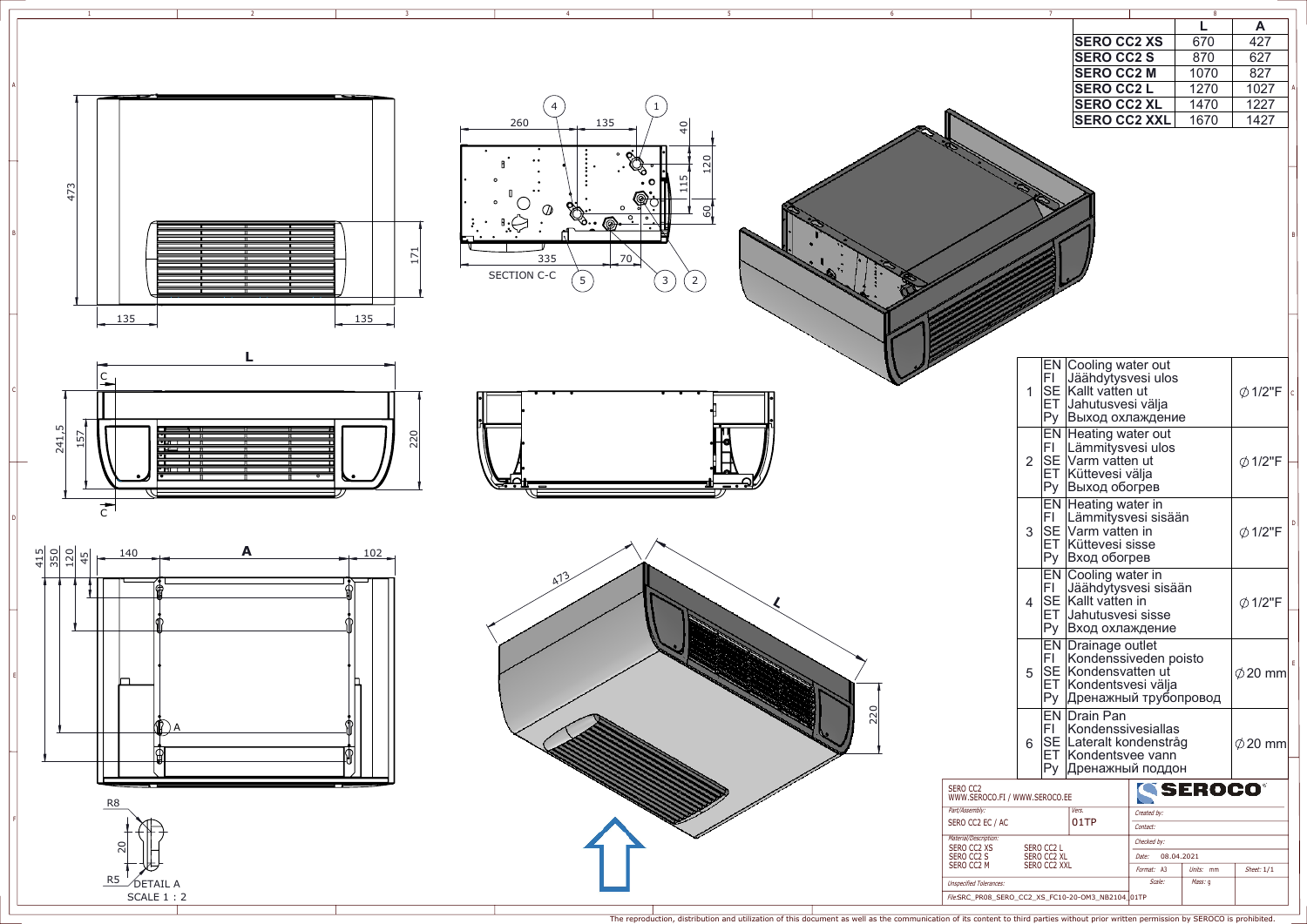| | L | A |
|---|---|---|
| **SERO CC2 XS** | 670 | 427 |
| **SERO CC2 S** | 870 | 627 |
| **SERO CC2 M** | 1070 | 827 |
| **SERO CC2 L** | 1270 | 1027 |
| **SERO CC2 XL** | 1470 | 1227 |
| **SERO CC2 XXL** | 1670 | 1427 |

| No. | Lang. | Description | Size |
|---|---|---|---|
| 1 | EN | Cooling water out | ∅1/2"F |
| | FI | Jäähdytysvesi ulos | |
| | SE | Kallt vatten ut | |
| | ET | Jahutusvesi välja | |
| | Py | Выход охлаждение | |
| 2 | EN | Heating water out | ∅1/2"F |
| | FI | Lämmitysvesi ulos | |
| | SE | Varm vatten ut | |
| | ET | Küttevesi välja | |
| | Py | Выход обогрев | |
| 3 | EN | Heating water in | ∅1/2"F |
| | FI | Lämmitysvesi sisään | |
| | SE | Varm vatten in | |
| | ET | Küttevesi sisse | |
| | Py | Вход обогрев | |
| 4 | EN | Cooling water in | ∅1/2"F |
| | FI | Jäähdytysvesi sisään | |
| | SE | Kallt vatten in | |
| | ET | Jahutusvesi sisse | |
| | Py | Вход охлаждение | |
| 5 | EN | Drainage outlet | ∅20 mm |
| | FI | Kondenssiveden poisto | |
| | SE | Kondensvatten ut | |
| | ET | Kondentsvesi välja | |
| | Py | Дренажный трубопровод | |
| 6 | EN | Drain Pan | ∅20 mm |
| | FI | Kondenssivesiallas | |
| | SE | Lateralt kondenstråg | |
| | ET | Kondentsvee vann | |
| | Py | Дренажный поддон | |

SECTION C-C

DETAIL A
SCALE 1 : 2

SERO CC2
WWW.SEROCO.FI / WWW.SEROCO.EE

SEROCO

| | |
|---|---|
| Part/Assembly: SERO CC2 EC / AC | Vers. 01TP |
| Material/Description: SERO CC2 XS, SERO CC2 S, SERO CC2 M, SERO CC2 L, SERO CC2 XL, SERO CC2 XXL | Date: 08.04.2021 |
| Format: A3 | Units: mm |
| Sheet: 1/1 | Mass: g |

File:SRC_PR08_SERO_CC2_XS_FC10-20-OM3_NB2104_01TP

The reproduction, distribution and utilization of this document as well as the communication of its content to third parties without prior written permission by SEROCO is prohibited.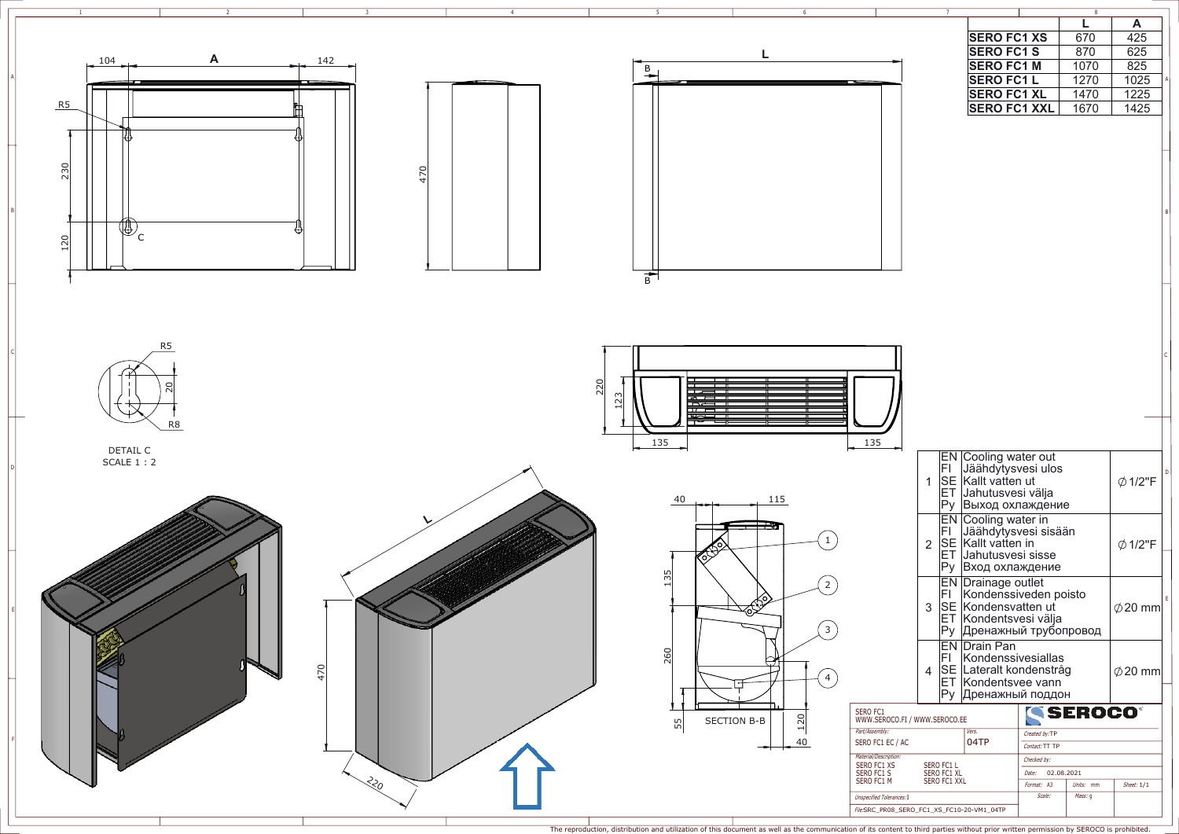| | L | A |
|---|---|---|
| **SERO FC1 XS** | 670 | 425 |
| **SERO FC1 S** | 870 | 625 |
| **SERO FC1 M** | 1070 | 825 |
| **SERO FC1 L** | 1270 | 1025 |
| **SERO FC1 XL** | 1470 | 1225 |
| **SERO FC1 XXL** | 1670 | 1425 |

| | | | |
|---|---|---|---|
| 1 | EN<br>FI<br>SE<br>ET<br>Py | Cooling water out<br>Jäähdytysvesi ulos<br>Kallt vatten ut<br>Jahutusvesi välja<br>Выход охлаждение | ∅1/2"F |
| 2 | EN<br>FI<br>SE<br>ET<br>Py | Cooling water in<br>Jäähdytysvesi sisään<br>Kallt vatten in<br>Jahutusvesi sisse<br>Вход охлаждение | ∅1/2"F |
| 3 | EN<br>FI<br>SE<br>ET<br>Py | Drainage outlet<br>Kondenssiveden poisto<br>Kondensvatten ut<br>Kondentsvesi välja<br>Дренажный трубопровод | ∅20 mm |
| 4 | EN<br>FI<br>SE<br>ET<br>Py | Drain Pan<br>Kondenssivesiallas<br>Lateralt kondenstråg<br>Kondentsvee vann<br>Дренажный поддон | ∅20 mm |

DETAIL C
SCALE 1 : 2

SECTION B-B

SERO FC1
WWW.SEROCO.FI / WWW.SEROCO.EE

Part/Assembly: SERO FC1 EC / AC
Vers. 04TP

Material/Description:
SERO FC1 XS, SERO FC1 S, SERO FC1 M, SERO FC1 L, SERO FC1 XL, SERO FC1 XXL

Unspecified Tolerances: 1

File: SRC_PR08_SERO_FC1_XS_FC10-20-VM1_04TP

SEROCO

Created by: TP
Contact: TT TP
Checked by:
Date: 02.08.2021
Format: A3 | Units: mm | Sheet: 1/1
Scale: | Mass: g

The reproduction, distribution and utilization of this document as well as the communication of its content to third parties without prior written permission by SEROCO is prohibited.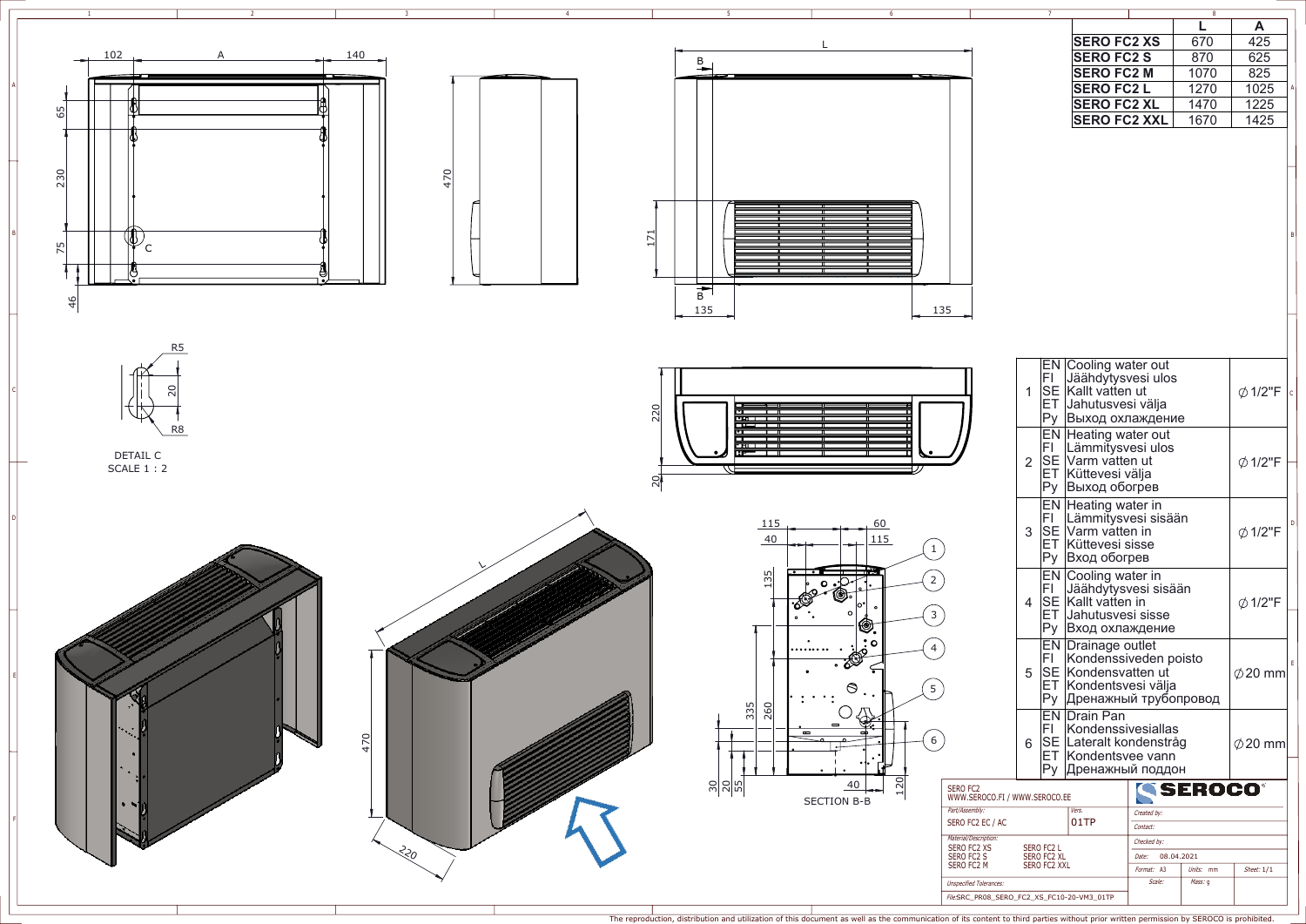| | L | A |
|---|---|---|
| **SERO FC2 XS** | 670 | 425 |
| **SERO FC2 S** | 870 | 625 |
| **SERO FC2 M** | 1070 | 825 |
| **SERO FC2 L** | 1270 | 1025 |
| **SERO FC2 XL** | 1470 | 1225 |
| **SERO FC2 XXL** | 1670 | 1425 |

102 A 140

65 230 75 46

C

470

L

B

B

171

135 135

R5

20

R8

DETAIL C
SCALE 1 : 2

220

20

115 60
40 115

135

335 260

30 20 55

40

120

SECTION B-B

470

220

L

| | | | |
|---|---|---|---|
| 1 | EN | Cooling water out | ∅1/2"F |
| | FI | Jäähdytysvesi ulos | |
| | SE | Kallt vatten ut | |
| | ET | Jahutusvesi välja | |
| | Py | Выход охлаждение | |
| 2 | EN | Heating water out | ∅1/2"F |
| | FI | Lämmitysvesi ulos | |
| | SE | Varm vatten ut | |
| | ET | Küttevesi välja | |
| | Py | Выход обогрев | |
| 3 | EN | Heating water in | ∅1/2"F |
| | FI | Lämmitysvesi sisään | |
| | SE | Varm vatten in | |
| | ET | Küttevesi sisse | |
| | Py | Вход обогрев | |
| 4 | EN | Cooling water in | ∅1/2"F |
| | FI | Jäähdytysvesi sisään | |
| | SE | Kallt vatten in | |
| | ET | Jahutusvesi sisse | |
| | Py | Вход охлаждение | |
| 5 | EN | Drainage outlet | ∅20 mm |
| | FI | Kondenssiveden poisto | |
| | SE | Kondensvatten ut | |
| | ET | Kondentsvesi välja | |
| | Py | Дренажный трубопровод | |
| 6 | EN | Drain Pan | ∅20 mm |
| | FI | Kondenssivesiallas | |
| | SE | Lateralt kondensträg | |
| | ET | Kondentsvee vann | |
| | Py | Дренажный поддон | |

SERO FC2
WWW.SEROCO.FI / WWW.SEROCO.EE

Part/Assembly: SERO FC2 EC / AC
Vers. 01TP

Material/Description:
SERO FC2 XS, SERO FC2 S, SERO FC2 M, SERO FC2 L, SERO FC2 XL, SERO FC2 XXL

Unspecified Tolerances:

File:SRC_PR08_SERO_FC2_XS_FC10-20-VM3_01TP

SEROCO

Created by:
Contact:
Checked by:
Date: 08.04.2021
Format: A3 Units: mm Sheet: 1/1
Scale: Mass: g

The reproduction, distribution and utilization of this document as well as the communication of its content to third parties without prior written permission by SEROCO is prohibited.